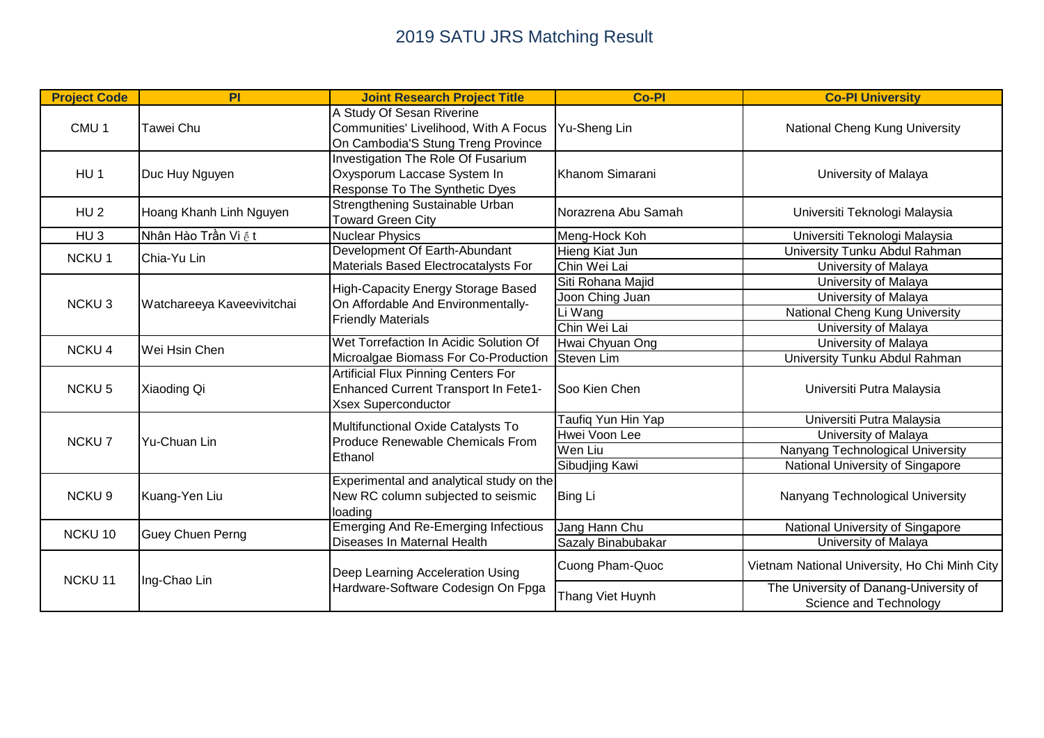# 2019 SATU JRS Matching Result

| Project Code | PI | Joint Research Project Title | Co-PI | Co-PI University |
|---|---|---|---|---|
| CMU 1 | Tawei Chu | A Study Of Sesan Riverine Communities' Livelihood, With A Focus On Cambodia'S Stung Treng Province | Yu-Sheng Lin | National Cheng Kung University |
| HU 1 | Duc Huy Nguyen | Investigation The Role Of Fusarium Oxysporum Laccase System In Response To The Synthetic Dyes | Khanom Simarani | University of Malaya |
| HU 2 | Hoang Khanh Linh Nguyen | Strengthening Sustainable Urban Toward Green City | Norazrena Abu Samah | Universiti Teknologi Malaysia |
| HU 3 | Nhân Hào Trần Vi ế t | Nuclear Physics | Meng-Hock Koh | Universiti Teknologi Malaysia |
| NCKU 1 | Chia-Yu Lin | Development Of Earth-Abundant Materials Based Electrocatalysts For | Hieng Kiat Jun | University Tunku Abdul Rahman |
| | | | Chin Wei Lai | University of Malaya |
| NCKU 3 | Watchareeya Kaveevivitchai | High-Capacity Energy Storage Based On Affordable And Environmentally-Friendly Materials | Siti Rohana Majid | University of Malaya |
| | | | Joon Ching Juan | University of Malaya |
| | | | Li Wang | National Cheng Kung University |
| | | | Chin Wei Lai | University of Malaya |
| NCKU 4 | Wei Hsin Chen | Wet Torrefaction In Acidic Solution Of Microalgae Biomass For Co-Production | Hwai Chyuan Ong | University of Malaya |
| | | | Steven Lim | University Tunku Abdul Rahman |
| NCKU 5 | Xiaoding Qi | Artificial Flux Pinning Centers For Enhanced Current Transport In Fete1-Xsex Superconductor | Soo Kien Chen | Universiti Putra Malaysia |
| NCKU 7 | Yu-Chuan Lin | Multifunctional Oxide Catalysts To Produce Renewable Chemicals From Ethanol | Taufiq Yun Hin Yap | Universiti Putra Malaysia |
| | | | Hwei Voon Lee | University of Malaya |
| | | | Wen Liu | Nanyang Technological University |
| | | | Sibudjing Kawi | National University of Singapore |
| NCKU 9 | Kuang-Yen Liu | Experimental and analytical study on the New RC column subjected to seismic loading | Bing Li | Nanyang Technological University |
| NCKU 10 | Guey Chuen Perng | Emerging And Re-Emerging Infectious Diseases In Maternal Health | Jang Hann Chu | National University of Singapore |
| | | | Sazaly Binabubakar | University of Malaya |
| NCKU 11 | Ing-Chao Lin | Deep Learning Acceleration Using Hardware-Software Codesign On Fpga | Cuong Pham-Quoc | Vietnam National University, Ho Chi Minh City |
| | | | Thang Viet Huynh | The University of Danang-University of Science and Technology |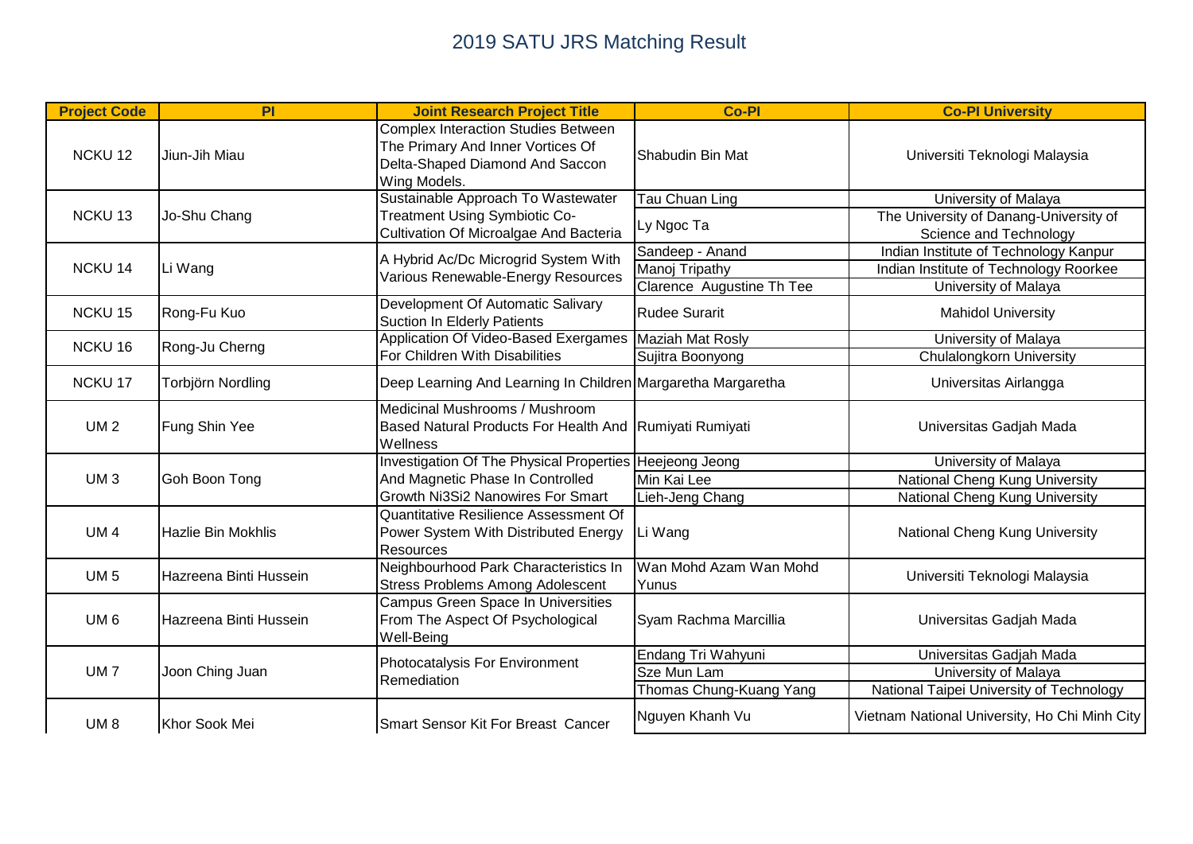# 2019 SATU JRS Matching Result

| Project Code | PI | Joint Research Project Title | Co-PI | Co-PI University |
|---|---|---|---|---|
| NCKU 12 | Jiun-Jih Miau | Complex Interaction Studies Between The Primary And Inner Vortices Of Delta-Shaped Diamond And Saccon Wing Models. | Shabudin Bin Mat | Universiti Teknologi Malaysia |
| NCKU 13 | Jo-Shu Chang | Sustainable Approach To Wastewater Treatment Using Symbiotic Co-Cultivation Of Microalgae And Bacteria | Tau Chuan Ling | University of Malaya |
| | | | Ly Ngoc Ta | The University of Danang-University of Science and Technology |
| NCKU 14 | Li Wang | A Hybrid Ac/Dc Microgrid System With Various Renewable-Energy Resources | Sandeep - Anand | Indian Institute of Technology Kanpur |
| | | | Manoj Tripathy | Indian Institute of Technology Roorkee |
| | | | Clarence Augustine Th Tee | University of Malaya |
| NCKU 15 | Rong-Fu Kuo | Development Of Automatic Salivary Suction In Elderly Patients | Rudee Surarit | Mahidol University |
| NCKU 16 | Rong-Ju Cherng | Application Of Video-Based Exergames For Children With Disabilities | Maziah Mat Rosly | University of Malaya |
| | | | Sujitra Boonyong | Chulalongkorn University |
| NCKU 17 | Torbjörn Nordling | Deep Learning And Learning In Children | Margaretha Margaretha | Universitas Airlangga |
| UM 2 | Fung Shin Yee | Medicinal Mushrooms / Mushroom Based Natural Products For Health And Wellness | Rumiyati Rumiyati | Universitas Gadjah Mada |
| UM 3 | Goh Boon Tong | Investigation Of The Physical Properties And Magnetic Phase In Controlled Growth Ni3Si2 Nanowires For Smart | Heejeong Jeong | University of Malaya |
| | | | Min Kai Lee | National Cheng Kung University |
| | | | Lieh-Jeng Chang | National Cheng Kung University |
| UM 4 | Hazlie Bin Mokhlis | Quantitative Resilience Assessment Of Power System With Distributed Energy Resources | Li Wang | National Cheng Kung University |
| UM 5 | Hazreena Binti Hussein | Neighbourhood Park Characteristics In Stress Problems Among Adolescent | Wan Mohd Azam Wan Mohd Yunus | Universiti Teknologi Malaysia |
| UM 6 | Hazreena Binti Hussein | Campus Green Space In Universities From The Aspect Of Psychological Well-Being | Syam Rachma Marcillia | Universitas Gadjah Mada |
| UM 7 | Joon Ching Juan | Photocatalysis For Environment Remediation | Endang Tri Wahyuni | Universitas Gadjah Mada |
| | | | Sze Mun Lam | University of Malaya |
| | | | Thomas Chung-Kuang Yang | National Taipei University of Technology |
| UM 8 | Khor Sook Mei | Smart Sensor Kit For Breast Cancer | Nguyen Khanh Vu | Vietnam National University, Ho Chi Minh City |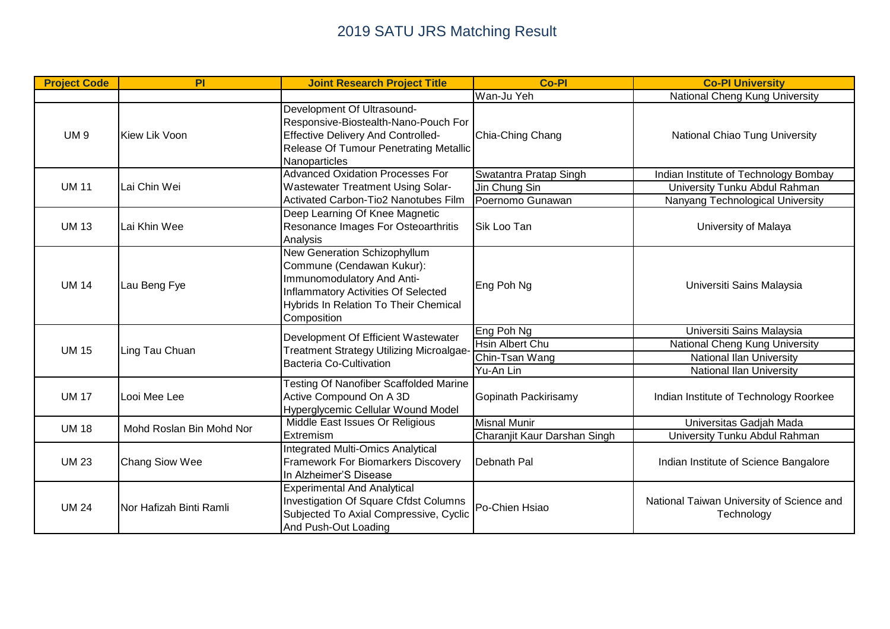# 2019 SATU JRS Matching Result

| Project Code | PI | Joint Research Project Title | Co-PI | Co-PI University |
|---|---|---|---|---|
| | | | Wan-Ju Yeh | National Cheng Kung University |
| UM 9 | Kiew Lik Voon | Development Of Ultrasound-Responsive-Biostealth-Nano-Pouch For Effective Delivery And Controlled-Release Of Tumour Penetrating Metallic Nanoparticles | Chia-Ching Chang | National Chiao Tung University |
| UM 11 | Lai Chin Wei | Advanced Oxidation Processes For Wastewater Treatment Using Solar-Activated Carbon-Tio2 Nanotubes Film | Swatantra Pratap Singh | Indian Institute of Technology Bombay |
| | | | Jin Chung Sin | University Tunku Abdul Rahman |
| | | | Poernomo Gunawan | Nanyang Technological University |
| UM 13 | Lai Khin Wee | Deep Learning Of Knee Magnetic Resonance Images For Osteoarthritis Analysis | Sik Loo Tan | University of Malaya |
| UM 14 | Lau Beng Fye | New Generation Schizophyllum Commune (Cendawan Kukur): Immunomodulatory And Anti-Inflammatory Activities Of Selected Hybrids In Relation To Their Chemical Composition | Eng Poh Ng | Universiti Sains Malaysia |
| UM 15 | Ling Tau Chuan | Development Of Efficient Wastewater Treatment Strategy Utilizing Microalgae-Bacteria Co-Cultivation | Eng Poh Ng | Universiti Sains Malaysia |
| | | | Hsin Albert Chu | National Cheng Kung University |
| | | | Chin-Tsan Wang | National Ilan University |
| | | | Yu-An Lin | National Ilan University |
| UM 17 | Looi Mee Lee | Testing Of Nanofiber Scaffolded Marine Active Compound On A 3D Hyperglycemic Cellular Wound Model | Gopinath Packirisamy | Indian Institute of Technology Roorkee |
| UM 18 | Mohd Roslan Bin Mohd Nor | Middle East Issues Or Religious Extremism | Misnal Munir | Universitas Gadjah Mada |
| | | | Charanjit Kaur Darshan Singh | University Tunku Abdul Rahman |
| UM 23 | Chang Siow Wee | Integrated Multi-Omics Analytical Framework For Biomarkers Discovery In Alzheimer'S Disease | Debnath Pal | Indian Institute of Science Bangalore |
| UM 24 | Nor Hafizah Binti Ramli | Experimental And Analytical Investigation Of Square Cfdst Columns Subjected To Axial Compressive, Cyclic And Push-Out Loading | Po-Chien Hsiao | National Taiwan University of Science and Technology |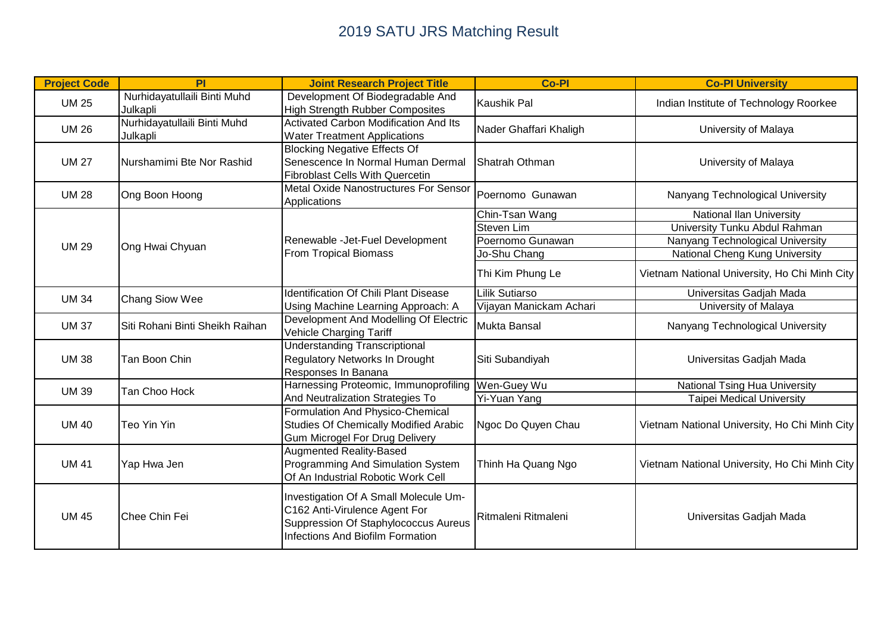# 2019 SATU JRS Matching Result

| Project Code | PI | Joint Research Project Title | Co-PI | Co-PI University |
|---|---|---|---|---|
| UM 25 | Nurhidayatullaili Binti Muhd Julkapli | Development Of Biodegradable And High Strength Rubber Composites | Kaushik Pal | Indian Institute of Technology Roorkee |
| UM 26 | Nurhidayatullaili Binti Muhd Julkapli | Activated Carbon Modification And Its Water Treatment Applications | Nader Ghaffari Khaligh | University of Malaya |
| UM 27 | Nurshamimi Bte Nor Rashid | Blocking Negative Effects Of Senescence In Normal Human Dermal Fibroblast Cells With Quercetin | Shatrah Othman | University of Malaya |
| UM 28 | Ong Boon Hoong | Metal Oxide Nanostructures For Sensor Applications | Poernomo Gunawan | Nanyang Technological University |
| UM 29 | Ong Hwai Chyuan | Renewable -Jet-Fuel Development From Tropical Biomass | Chin-Tsan Wang | National Ilan University |
| | | | Steven Lim | University Tunku Abdul Rahman |
| | | | Poernomo Gunawan | Nanyang Technological University |
| | | | Jo-Shu Chang | National Cheng Kung University |
| | | | Thi Kim Phung Le | Vietnam National University, Ho Chi Minh City |
| UM 34 | Chang Siow Wee | Identification Of Chili Plant Disease Using Machine Learning Approach: A | Lilik Sutiarso | Universitas Gadjah Mada |
| | | | Vijayan Manickam Achari | University of Malaya |
| UM 37 | Siti Rohani Binti Sheikh Raihan | Development And Modelling Of Electric Vehicle Charging Tariff | Mukta Bansal | Nanyang Technological University |
| UM 38 | Tan Boon Chin | Understanding Transcriptional Regulatory Networks In Drought Responses In Banana | Siti Subandiyah | Universitas Gadjah Mada |
| UM 39 | Tan Choo Hock | Harnessing Proteomic, Immunoprofiling And Neutralization Strategies To | Wen-Guey Wu | National Tsing Hua University |
| | | | Yi-Yuan Yang | Taipei Medical University |
| UM 40 | Teo Yin Yin | Formulation And Physico-Chemical Studies Of Chemically Modified Arabic Gum Microgel For Drug Delivery | Ngoc Do Quyen Chau | Vietnam National University, Ho Chi Minh City |
| UM 41 | Yap Hwa Jen | Augmented Reality-Based Programming And Simulation System Of An Industrial Robotic Work Cell | Thinh Ha Quang Ngo | Vietnam National University, Ho Chi Minh City |
| UM 45 | Chee Chin Fei | Investigation Of A Small Molecule Um-C162 Anti-Virulence Agent For Suppression Of Staphylococcus Aureus Infections And Biofilm Formation | Ritmaleni Ritmaleni | Universitas Gadjah Mada |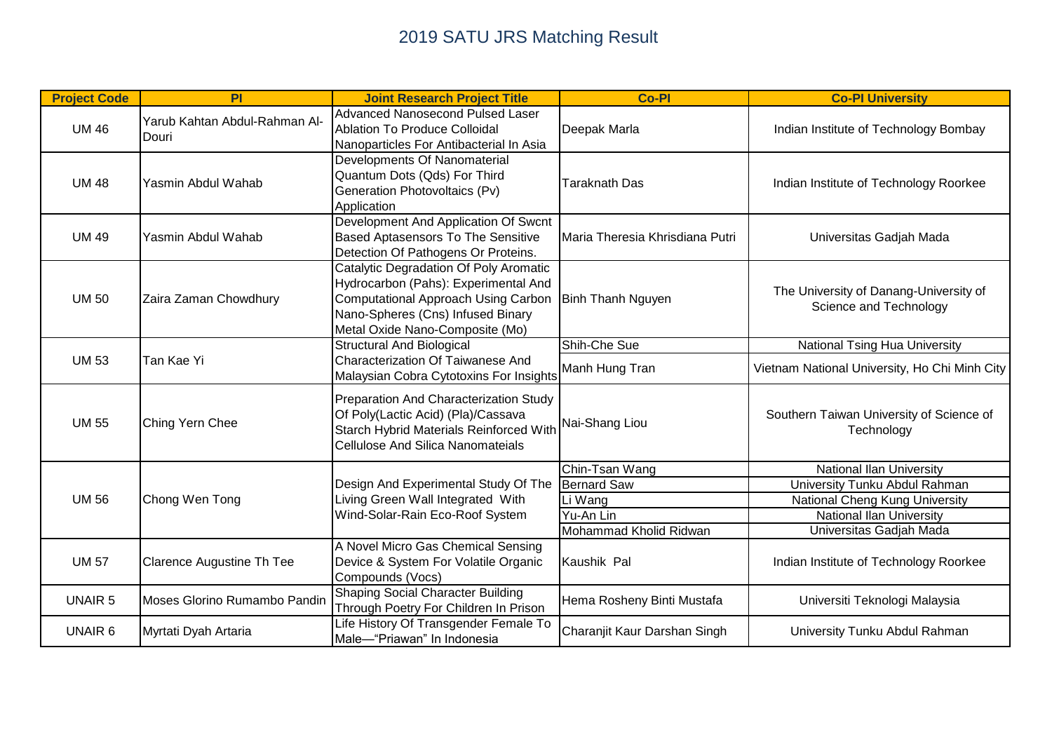# 2019 SATU JRS Matching Result

| Project Code | PI | Joint Research Project Title | Co-PI | Co-PI University |
|---|---|---|---|---|
| UM 46 | Yarub Kahtan Abdul-Rahman Al-Douri | Advanced Nanosecond Pulsed Laser Ablation To Produce Colloidal Nanoparticles For Antibacterial In Asia | Deepak Marla | Indian Institute of Technology Bombay |
| UM 48 | Yasmin Abdul Wahab | Developments Of Nanomaterial Quantum Dots (Qds) For Third Generation Photovoltaics (Pv) Application | Taraknath Das | Indian Institute of Technology Roorkee |
| UM 49 | Yasmin Abdul Wahab | Development And Application Of Swcnt Based Aptasensors To The Sensitive Detection Of Pathogens Or Proteins. | Maria Theresia Khrisdiana Putri | Universitas Gadjah Mada |
| UM 50 | Zaira Zaman Chowdhury | Catalytic Degradation Of Poly Aromatic Hydrocarbon (Pahs): Experimental And Computational Approach Using Carbon Nano-Spheres (Cns) Infused Binary Metal Oxide Nano-Composite (Mo) | Binh Thanh Nguyen | The University of Danang-University of Science and Technology |
| UM 53 | Tan Kae Yi | Structural And Biological Characterization Of Taiwanese And Malaysian Cobra Cytotoxins For Insights | Shih-Che Sue | National Tsing Hua University |
| | | | Manh Hung Tran | Vietnam National University, Ho Chi Minh City |
| UM 55 | Ching Yern Chee | Preparation And Characterization Study Of Poly(Lactic Acid) (Pla)/Cassava Starch Hybrid Materials Reinforced With Cellulose And Silica Nanomateials | Nai-Shang Liou | Southern Taiwan University of Science of Technology |
| UM 56 | Chong Wen Tong | Design And Experimental Study Of The Living Green Wall Integrated With Wind-Solar-Rain Eco-Roof System | Chin-Tsan Wang | National Ilan University |
| | | | Bernard Saw | University Tunku Abdul Rahman |
| | | | Li Wang | National Cheng Kung University |
| | | | Yu-An Lin | National Ilan University |
| | | | Mohammad Kholid Ridwan | Universitas Gadjah Mada |
| UM 57 | Clarence Augustine Th Tee | A Novel Micro Gas Chemical Sensing Device & System For Volatile Organic Compounds (Vocs) | Kaushik Pal | Indian Institute of Technology Roorkee |
| UNAIR 5 | Moses Glorino Rumambo Pandin | Shaping Social Character Building Through Poetry For Children In Prison | Hema Rosheny Binti Mustafa | Universiti Teknologi Malaysia |
| UNAIR 6 | Myrtati Dyah Artaria | Life History Of Transgender Female To Male—"Priawan" In Indonesia | Charanjit Kaur Darshan Singh | University Tunku Abdul Rahman |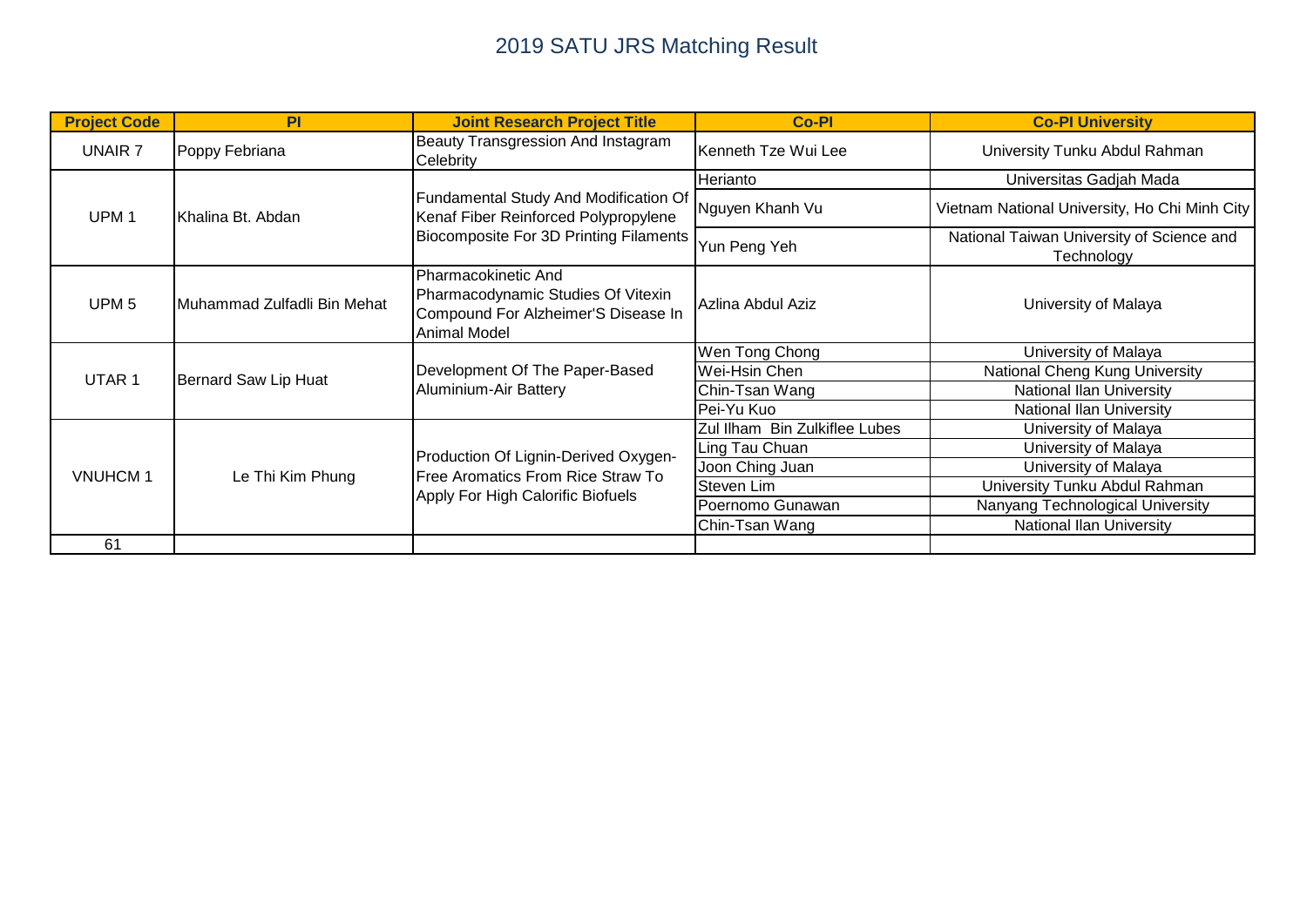# 2019 SATU JRS Matching Result

| Project Code | PI | Joint Research Project Title | Co-PI | Co-PI University |
|---|---|---|---|---|
| UNAIR 7 | Poppy Febriana | Beauty Transgression And Instagram Celebrity | Kenneth Tze Wui Lee | University Tunku Abdul Rahman |
| UPM 1 | Khalina Bt. Abdan | Fundamental Study And Modification Of Kenaf Fiber Reinforced Polypropylene Biocomposite For 3D Printing Filaments | Herianto | Universitas Gadjah Mada |
| | | | Nguyen Khanh Vu | Vietnam National University, Ho Chi Minh City |
| | | | Yun Peng Yeh | National Taiwan University of Science and Technology |
| UPM 5 | Muhammad Zulfadli Bin Mehat | Pharmacokinetic And Pharmacodynamic Studies Of Vitexin Compound For Alzheimer'S Disease In Animal Model | Azlina Abdul Aziz | University of Malaya |
| UTAR 1 | Bernard Saw Lip Huat | Development Of The Paper-Based Aluminium-Air Battery | Wen Tong Chong | University of Malaya |
| | | | Wei-Hsin Chen | National Cheng Kung University |
| | | | Chin-Tsan Wang | National Ilan University |
| | | | Pei-Yu Kuo | National Ilan University |
| VNUHCM 1 | Le Thi Kim Phung | Production Of Lignin-Derived Oxygen-Free Aromatics From Rice Straw To Apply For High Calorific Biofuels | Zul Ilham Bin Zulkiflee Lubes | University of Malaya |
| | | | Ling Tau Chuan | University of Malaya |
| | | | Joon Ching Juan | University of Malaya |
| | | | Steven Lim | University Tunku Abdul Rahman |
| | | | Poernomo Gunawan | Nanyang Technological University |
| | | | Chin-Tsan Wang | National Ilan University |
| 61 | | | | |